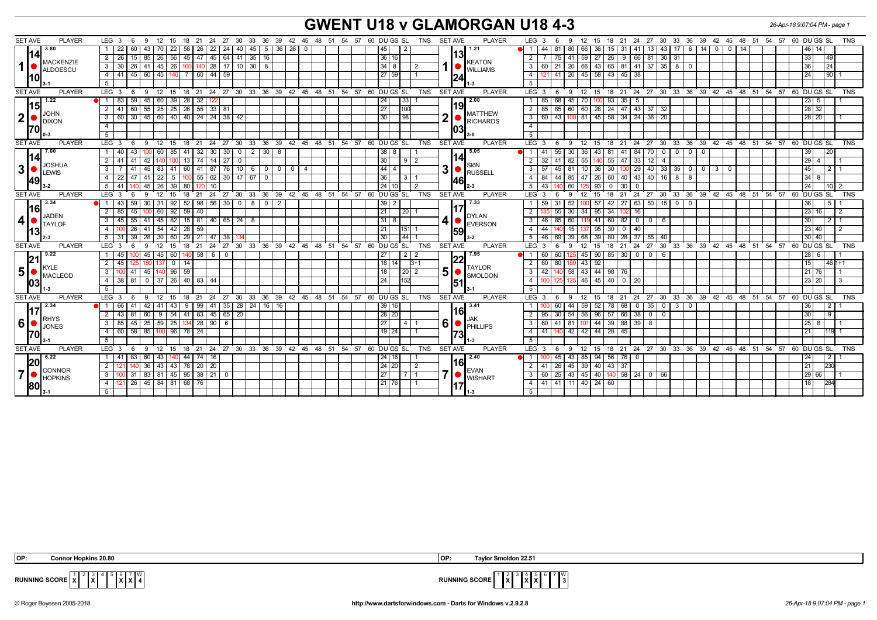# GWENT U18 v GLAMORGAN U18 4-3

26-Apr-18 9:07:04 PM - page 1

| SET AVE | PLAYER | LEG | 3 | 6 | 9 | 12 | 15 | 18 | 21 | 24 | 27 | 30 | 33 | 36 | 39 | 42 | 45 | DU | GS | SL | TNS | SET AVE | PLAYER | LEG | 3 | 6 | 9 | 12 | 15 | 18 | 21 | 24 | 27 | 30 | 33 | 36 | 39 | 42 | 45 | DU | GS | SL | TNS |
|---|---|---|---|---|---|---|---|---|---|---|---|---|---|---|---|---|---|---|---|---|---|---|---|---|---|---|---|---|---|---|---|---|---|---|---|---|---|---|---|---|---|---|---|
| 3.80 / 14.10 | 1 MACKENZIE ALDOESCU (3-1) | 1 | 22 | 60 | 43 | 70 | 22 | 58 | 26 | 22 | 24 | 40 | 45 | 5 | 36 | 26 | 0 | 45 | | 2 | | 1.21 / 13.24 | 1 KEATON WILLIAMS (1-3) | 1 | 44 | 81 | 80 | 66 | 36 | 15 | 31 | 41 | 13 | 43 | 17 | 6 | 14 | 0 | 0 | 46 | 14 | | |
| | | 2 | 26 | 15 | 85 | 26 | 56 | 45 | 47 | 45 | 64 | 41 | 35 | 16 | | | | 36 | 16 | | | | | 2 | 7 | 75 | 41 | 59 | 27 | 26 | 9 | 66 | 81 | 30 | 31 | | | | | 33 | | 49 | |
| | | 3 | 30 | 26 | 41 | 45 | 26 | 100 | 140 | 28 | 17 | 10 | 30 | 8 | | | | 34 | 8 | | 2 | | | 3 | 60 | 21 | 20 | 66 | 43 | 65 | 81 | 41 | 37 | 35 | 8 | 0 | | | | 36 | | 24 | |
| | | 4 | 41 | 45 | 60 | 45 | 140 | 7 | 60 | 44 | 59 | | | | | | | 27 | 59 | | 1 | | | 4 | 121 | 41 | 20 | 45 | 58 | 43 | 45 | 38 | | | | | | | | 24 | | 90 | 1 |
| 1.22 / 15.70 | 2 JOHN DIXON (0-3) | 1 | 83 | 59 | 45 | 60 | 39 | 28 | 32 | 122 | | | | | | | | 24 | | 33 | 1 | 2.00 / 19.03 | 2 MATTHEW RICHARDS (3-0) | 1 | 85 | 68 | 45 | 70 | 100 | 93 | 35 | 5 | | | | | | | | 23 | 5 | | 1 |
| | | 2 | 41 | 60 | 55 | 25 | 25 | 26 | 55 | 33 | 81 | | | | | | | 27 | | 100 | | | | 2 | 85 | 85 | 60 | 60 | 28 | 24 | 47 | 43 | 37 | 32 | | | | | | 28 | 32 | | |
| | | 3 | 60 | 30 | 45 | 60 | 40 | 40 | 24 | 24 | 38 | 42 | | | | | | 30 | | 98 | | | | 3 | 60 | 43 | 100 | 81 | 45 | 58 | 34 | 24 | 36 | 20 | | | | | | 28 | 20 | | 1 |
| 7.00 / 14.49 | 3 JOSHUA LEWIS (3-2) | 1 | 40 | 43 | 100 | 60 | 85 | 41 | 32 | 30 | 30 | 0 | 2 | 30 | 8 | | | 38 | 8 | | 1 | 5.05 / 14.46 | 3 SIÔN RUSSELL (2-3) | 1 | 41 | 55 | 30 | 36 | 43 | 81 | 41 | 84 | 70 | 0 | 0 | 0 | 0 | | | 39 | | 20 | |
| | | 2 | 41 | 41 | 42 | 140 | 100 | 13 | 74 | 14 | 27 | 0 | | | | | | 30 | | 9 | 2 | | | 2 | 32 | 41 | 82 | 55 | 140 | 55 | 47 | 33 | 12 | 4 | | | | | | 29 | 4 | | 1 |
| | | 3 | 7 | 41 | 45 | 83 | 41 | 60 | 41 | 87 | 76 | 10 | 6 | 0 | 0 | 0 | 4 | 44 | 4 | | | | | 3 | 57 | 45 | 81 | 10 | 36 | 30 | 100 | 29 | 40 | 33 | 35 | 0 | 0 | 3 | 0 | 45 | | 2 | 1 |
| | | 4 | 22 | 47 | 41 | 22 | 5 | 100 | 55 | 62 | 30 | 47 | 67 | 0 | | | | 36 | | 3 | 1 | | | 4 | 84 | 44 | 85 | 47 | 26 | 60 | 40 | 43 | 40 | 16 | 8 | 8 | | | | 34 | 8 | | |
| | | 5 | 41 | 140 | 45 | 26 | 39 | 80 | 120 | 10 | | | | | | | | 24 | 10 | | 2 | | | 5 | 43 | 140 | 60 | 125 | 93 | 0 | 30 | 0 | | | | | | | | 24 | | 10 | 2 |
| 3.34 / 16.13 | 4 JADEN TAYLOR (2-3) | 1 | 43 | 59 | 30 | 31 | 92 | 52 | 98 | 56 | 30 | 0 | 8 | 0 | 2 | | | 39 | 2 | | | 7.33 / 17.59 | 4 DYLAN EVERSON (3-2) | 1 | 59 | 31 | 52 | 100 | 57 | 42 | 27 | 63 | 50 | 15 | 0 | 0 | | | | 36 | | 5 | 1 |
| | | 2 | 85 | 45 | 100 | 60 | 92 | 59 | 40 | | | | | | | | | 21 | | 20 | 1 | | | 2 | 135 | 55 | 30 | 34 | 95 | 34 | 102 | 16 | | | | | | | | 23 | 16 | | 2 |
| | | 3 | 45 | 55 | 41 | 45 | 82 | 15 | 81 | 40 | 65 | 24 | 8 | | | | | 31 | 8 | | | | | 3 | 46 | 85 | 60 | 119 | 41 | 60 | 82 | 0 | 0 | 6 | | | | | | 30 | | 2 | 1 |
| | | 4 | 100 | 26 | 41 | 54 | 42 | 28 | 59 | | | | | | | | | 21 | | 151 | 1 | | | 4 | 44 | 140 | 15 | 137 | 95 | 30 | 0 | 40 | | | | | | | | 23 | 40 | | 2 |
| | | 5 | 31 | 39 | 28 | 30 | 60 | 29 | 21 | 47 | 38 | 134 | | | | | | 30 | | 44 | 1 | | | 5 | 46 | 69 | 39 | 68 | 39 | 80 | 28 | 37 | 55 | 40 | | | | | | 30 | 40 | | |
| 9.22 / 21.03 | 5 KYLE MACLEOD (1-3) | 1 | 45 | 100 | 45 | 45 | 60 | 140 | 58 | 6 | 0 | | | | | | | 27 | | 2 | 2 | 7.95 / 22.51 | 5 TAYLOR SMOLDON (3-1) | 1 | 60 | 60 | 125 | 45 | 90 | 85 | 30 | 0 | 0 | 6 | | | | | | 28 | 6 | | 1 |
| | | 2 | 45 | 125 | 180 | 137 | 0 | 14 | | | | | | | | | | 18 | 14 | | 3+1 | | | 2 | 60 | 80 | 180 | 43 | 92 | | | | | | | | | | | 15 | | 46 | 1+1 |
| | | 3 | 100 | 41 | 45 | 140 | 96 | 59 | | | | | | | | | | 18 | | 20 | 2 | | | 3 | 42 | 140 | 58 | 43 | 44 | 98 | 76 | | | | | | | | | 21 | 76 | | 1 |
| | | 4 | 38 | 81 | 0 | 37 | 26 | 40 | 83 | 44 | | | | | | | | 24 | | 152 | | | | 4 | 100 | 125 | 125 | 46 | 45 | 40 | 0 | 20 | | | | | | | | 23 | 20 | | 3 |
| 2.34 / 17.70 | 6 RHYS JONES (3-1) | 1 | 66 | 41 | 42 | 41 | 43 | 9 | 99 | 41 | 35 | 28 | 24 | 16 | 16 | | | 39 | 16 | | | 3.41 / 16.73 | 6 JAK PHILLIPS (1-3) | 1 | 100 | 60 | 44 | 59 | 52 | 78 | 68 | 0 | 35 | 0 | 3 | 0 | | | | 36 | | 2 | 1 |
| | | 2 | 43 | 81 | 60 | 9 | 54 | 41 | 83 | 45 | 65 | 20 | | | | | | 28 | 20 | | | | | 2 | 95 | 30 | 54 | 56 | 96 | 57 | 66 | 38 | 0 | 0 | | | | | | 30 | | 9 | |
| | | 3 | 85 | 45 | 25 | 59 | 25 | 134 | 28 | 90 | 6 | | | | | | | 27 | | 4 | 1 | | | 3 | 60 | 41 | 81 | 101 | 44 | 39 | 88 | 39 | 8 | | | | | | | 25 | 8 | | 1 |
| | | 4 | 60 | 58 | 85 | 100 | 96 | 78 | 24 | | | | | | | | | 19 | 24 | | 1 | | | 4 | 41 | 140 | 42 | 42 | 44 | 28 | 45 | | | | | | | | | 21 | | 119 | 1 |
| 6.22 / 20.80 | 7 CONNOR HOPKINS (3-1) | 1 | 41 | 83 | 60 | 43 | 140 | 44 | 74 | 16 | | | | | | | | 24 | 16 | | 1 | 2.40 / 16.17 | 7 EVAN WISHART (1-3) | 1 | 100 | 45 | 43 | 85 | 94 | 56 | 76 | 0 | | | | | | | | 24 | | 2 | 1 |
| | | 2 | 121 | 140 | 36 | 43 | 43 | 78 | 20 | 20 | | | | | | | | 24 | 20 | | 2 | | | 2 | 41 | 26 | 45 | 39 | 40 | 43 | 37 | | | | | | | | | 21 | | 230 | |
| | | 3 | 100 | 31 | 83 | 81 | 45 | 95 | 38 | 21 | 0 | | | | | | | 27 | | 7 | 1 | | | 3 | 60 | 25 | 43 | 45 | 40 | 140 | 58 | 24 | 0 | 66 | | | | | | 29 | 66 | | 1 |
| | | 4 | 121 | 26 | 45 | 84 | 81 | 68 | 76 | | | | | | | | | 21 | 76 | | 1 | | | 4 | 41 | 41 | 11 | 40 | 24 | 60 | | | | | | | | | | 18 | | 284 | |

OP: Connor Hopkins 20.80 | OP: Taylor Smoldon 22.51

| RUNNING SCORE | 1 | 2 | 3 | 4 | 5 | 6 | 7 | W |
|---|---|---|---|---|---|---|---|---|
| Gwent | X | | X | | | X | X | 4 |
| Glamorgan | | X | | X | X | | | 3 |

© Roger Boyesen 2005-2018 | http://www.dartsforwindows.com - Darts for Windows v.2.9.2.8 | 26-Apr-18 9:07:04 PM - page 1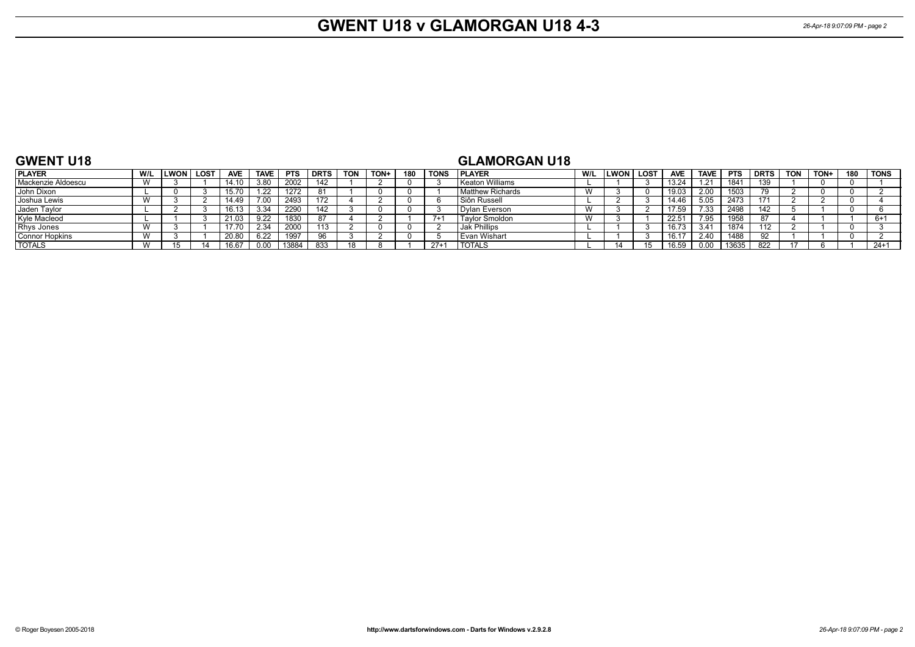# GWENT U18 v GLAMORGAN U18 4-3

## GWENT U18

| PLAYER | W/L | LWON | LOST | AVE | TAVE | PTS | DRTS | TON | TON+ | 180 | TONS |
|---|---|---|---|---|---|---|---|---|---|---|---|
| Mackenzie Aldoescu | W | 3 | 1 | 14.10 | 3.80 | 2002 | 142 | 1 | 2 | 0 | 3 |
| John Dixon | L | 0 | 3 | 15.70 | 1.22 | 1272 | 81 | 1 | 0 | 0 | 1 |
| Joshua Lewis | W | 3 | 2 | 14.49 | 7.00 | 2493 | 172 | 4 | 2 | 0 | 6 |
| Jaden Taylor | L | 2 | 3 | 16.13 | 3.34 | 2290 | 142 | 3 | 0 | 0 | 3 |
| Kyle Macleod | L | 1 | 3 | 21.03 | 9.22 | 1830 | 87 | 4 | 2 | 1 | 7+1 |
| Rhys Jones | W | 3 | 1 | 17.70 | 2.34 | 2000 | 113 | 2 | 0 | 0 | 2 |
| Connor Hopkins | W | 3 | 1 | 20.80 | 6.22 | 1997 | 96 | 3 | 2 | 0 | 5 |
| TOTALS | W | 15 | 14 | 16.67 | 0.00 | 13884 | 833 | 18 | 8 | 1 | 27+1 |

## GLAMORGAN U18

| PLAYER | W/L | LWON | LOST | AVE | TAVE | PTS | DRTS | TON | TON+ | 180 | TONS |
|---|---|---|---|---|---|---|---|---|---|---|---|
| Keaton Williams | L | 1 | 3 | 13.24 | 1.21 | 1841 | 139 | 1 | 0 | 0 | 1 |
| Matthew Richards | W | 3 | 0 | 19.03 | 2.00 | 1503 | 79 | 2 | 0 | 0 | 2 |
| Siôn Russell | L | 2 | 3 | 14.46 | 5.05 | 2473 | 171 | 2 | 2 | 0 | 4 |
| Dylan Everson | W | 3 | 2 | 17.59 | 7.33 | 2498 | 142 | 5 | 1 | 0 | 6 |
| Taylor Smoldon | W | 3 | 1 | 22.51 | 7.95 | 1958 | 87 | 4 | 1 | 1 | 6+1 |
| Jak Phillips | L | 1 | 3 | 16.73 | 3.41 | 1874 | 112 | 2 | 1 | 0 | 3 |
| Evan Wishart | L | 1 | 3 | 16.17 | 2.40 | 1488 | 92 | 1 | 1 | 0 | 2 |
| TOTALS | L | 14 | 15 | 16.59 | 0.00 | 13635 | 822 | 17 | 6 | 1 | 24+1 |